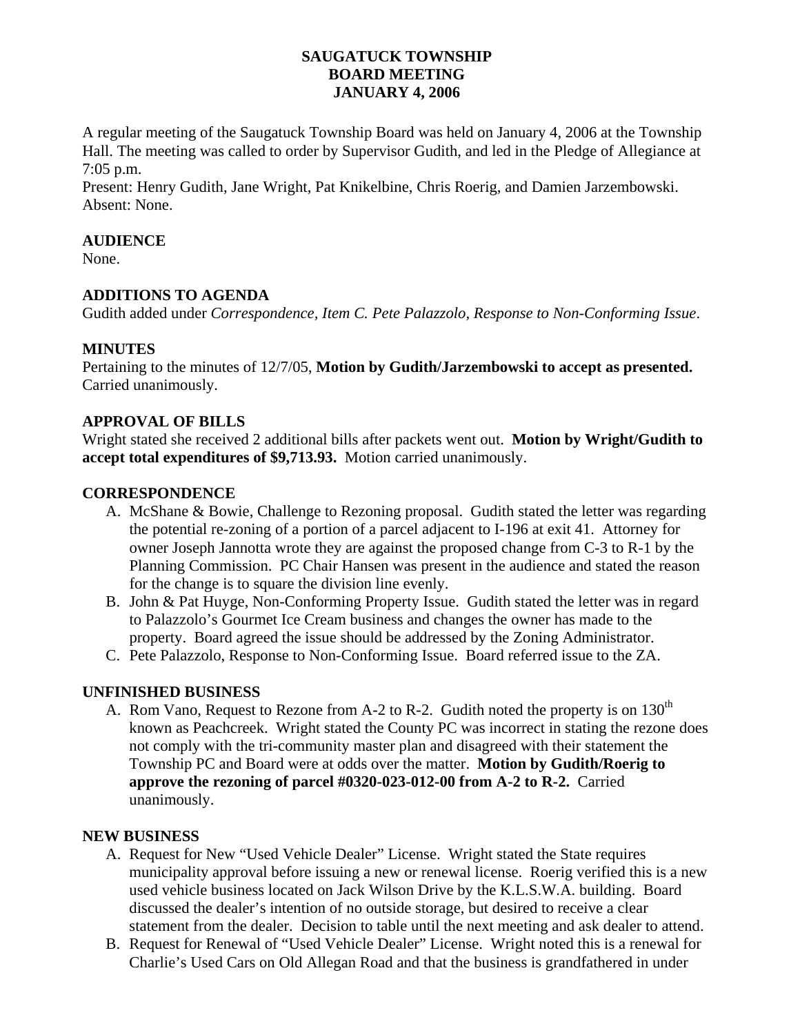# SAUGATUCK TOWNSHIP
# BOARD MEETING
# JANUARY 4, 2006

A regular meeting of the Saugatuck Township Board was held on January 4, 2006 at the Township Hall. The meeting was called to order by Supervisor Gudith, and led in the Pledge of Allegiance at 7:05 p.m.
Present: Henry Gudith, Jane Wright, Pat Knikelbine, Chris Roerig, and Damien Jarzembowski. Absent: None.

## AUDIENCE

None.

## ADDITIONS TO AGENDA

Gudith added under *Correspondence, Item C. Pete Palazzolo, Response to Non-Conforming Issue*.

## MINUTES

Pertaining to the minutes of 12/7/05, **Motion by Gudith/Jarzembowski to accept as presented.** Carried unanimously.

## APPROVAL OF BILLS

Wright stated she received 2 additional bills after packets went out. **Motion by Wright/Gudith to accept total expenditures of $9,713.93.** Motion carried unanimously.

## CORRESPONDENCE

A. McShane & Bowie, Challenge to Rezoning proposal. Gudith stated the letter was regarding the potential re-zoning of a portion of a parcel adjacent to I-196 at exit 41. Attorney for owner Joseph Jannotta wrote they are against the proposed change from C-3 to R-1 by the Planning Commission. PC Chair Hansen was present in the audience and stated the reason for the change is to square the division line evenly.

B. John & Pat Huyge, Non-Conforming Property Issue. Gudith stated the letter was in regard to Palazzolo's Gourmet Ice Cream business and changes the owner has made to the property. Board agreed the issue should be addressed by the Zoning Administrator.

C. Pete Palazzolo, Response to Non-Conforming Issue. Board referred issue to the ZA.

## UNFINISHED BUSINESS

A. Rom Vano, Request to Rezone from A-2 to R-2. Gudith noted the property is on 130th known as Peachcreek. Wright stated the County PC was incorrect in stating the rezone does not comply with the tri-community master plan and disagreed with their statement the Township PC and Board were at odds over the matter. **Motion by Gudith/Roerig to approve the rezoning of parcel #0320-023-012-00 from A-2 to R-2.** Carried unanimously.

## NEW BUSINESS

A. Request for New "Used Vehicle Dealer" License. Wright stated the State requires municipality approval before issuing a new or renewal license. Roerig verified this is a new used vehicle business located on Jack Wilson Drive by the K.L.S.W.A. building. Board discussed the dealer's intention of no outside storage, but desired to receive a clear statement from the dealer. Decision to table until the next meeting and ask dealer to attend.

B. Request for Renewal of "Used Vehicle Dealer" License. Wright noted this is a renewal for Charlie's Used Cars on Old Allegan Road and that the business is grandfathered in under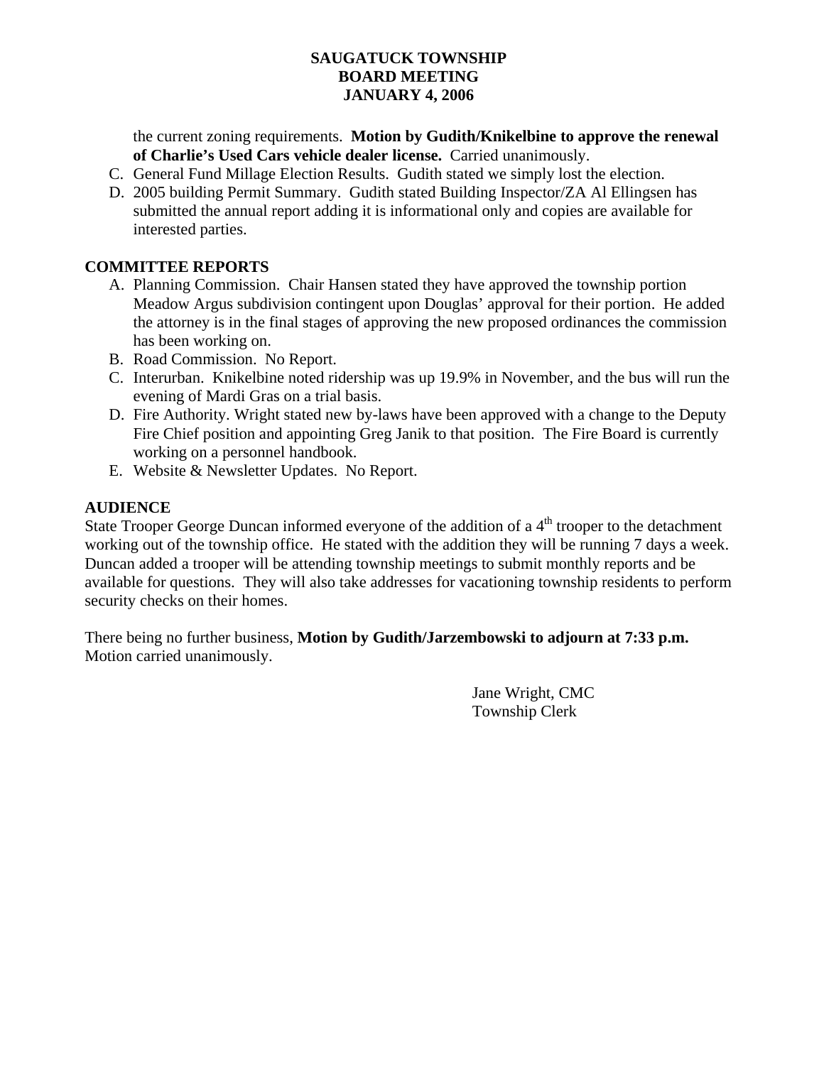the current zoning requirements. **Motion by Gudith/Knikelbine to approve the renewal of Charlie's Used Cars vehicle dealer license.** Carried unanimously.

C. General Fund Millage Election Results. Gudith stated we simply lost the election.
D. 2005 building Permit Summary. Gudith stated Building Inspector/ZA Al Ellingsen has submitted the annual report adding it is informational only and copies are available for interested parties.

## COMMITTEE REPORTS

A. Planning Commission. Chair Hansen stated they have approved the township portion Meadow Argus subdivision contingent upon Douglas' approval for their portion. He added the attorney is in the final stages of approving the new proposed ordinances the commission has been working on.
B. Road Commission. No Report.
C. Interurban. Knikelbine noted ridership was up 19.9% in November, and the bus will run the evening of Mardi Gras on a trial basis.
D. Fire Authority. Wright stated new by-laws have been approved with a change to the Deputy Fire Chief position and appointing Greg Janik to that position. The Fire Board is currently working on a personnel handbook.
E. Website & Newsletter Updates. No Report.

## AUDIENCE

State Trooper George Duncan informed everyone of the addition of a 4th trooper to the detachment working out of the township office. He stated with the addition they will be running 7 days a week. Duncan added a trooper will be attending township meetings to submit monthly reports and be available for questions. They will also take addresses for vacationing township residents to perform security checks on their homes.

There being no further business, **Motion by Gudith/Jarzembowski to adjourn at 7:33 p.m.** Motion carried unanimously.

Jane Wright, CMC
Township Clerk